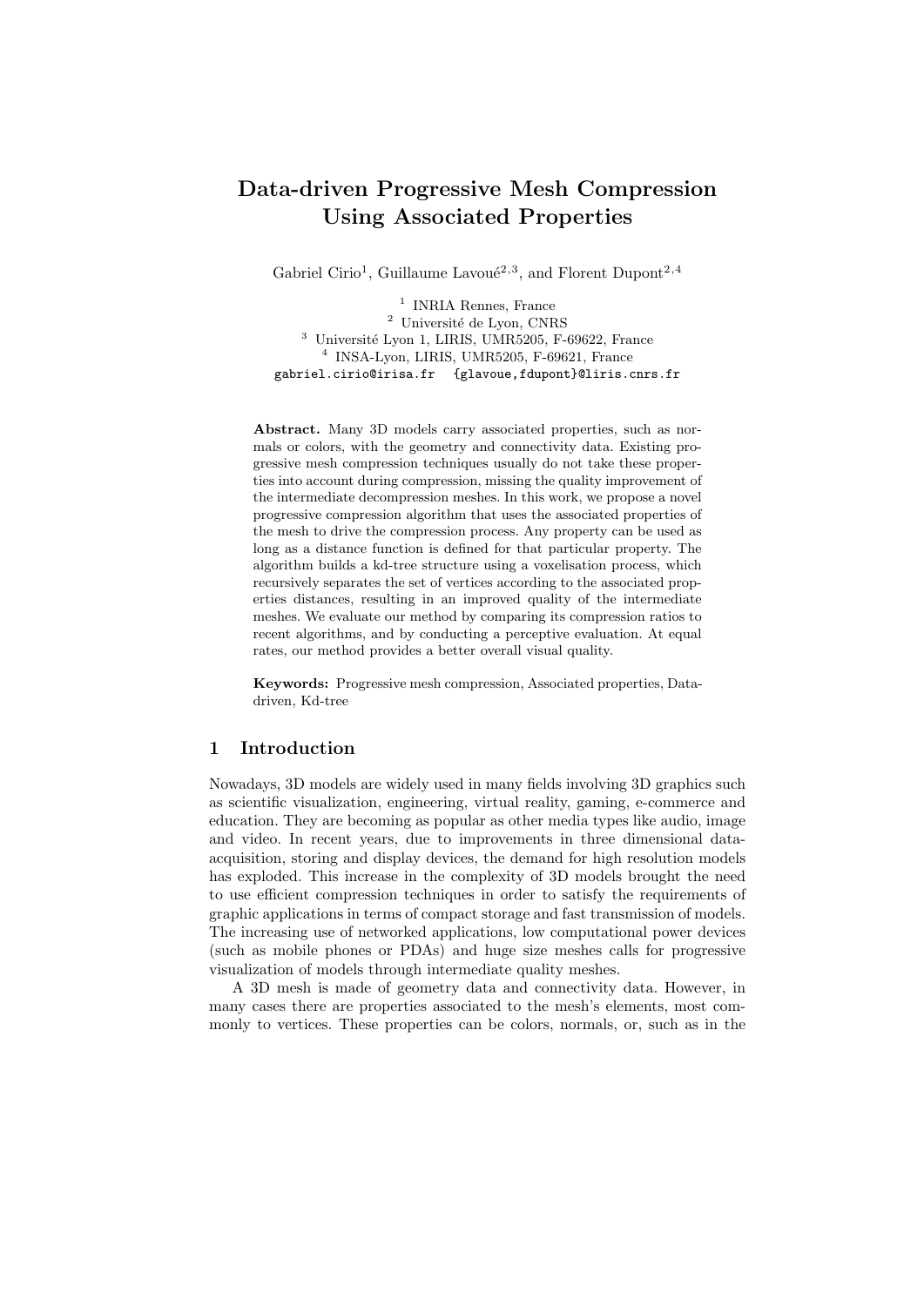# Data-driven Progressive Mesh Compression Using Associated Properties

Gabriel Cirio[1], Guillaume Lavoué[2,3], and Florent Dupont[2,4]

[1] INRIA Rennes, France
[2] Université de Lyon, CNRS
[3] Université Lyon 1, LIRIS, UMR5205, F-69622, France
[4] INSA-Lyon, LIRIS, UMR5205, F-69621, France
gabriel.cirio@irisa.fr {glavoue,fdupont}@liris.cnrs.fr

**Abstract.** Many 3D models carry associated properties, such as normals or colors, with the geometry and connectivity data. Existing progressive mesh compression techniques usually do not take these properties into account during compression, missing the quality improvement of the intermediate decompression meshes. In this work, we propose a novel progressive compression algorithm that uses the associated properties of the mesh to drive the compression process. Any property can be used as long as a distance function is defined for that particular property. The algorithm builds a kd-tree structure using a voxelisation process, which recursively separates the set of vertices according to the associated properties distances, resulting in an improved quality of the intermediate meshes. We evaluate our method by comparing its compression ratios to recent algorithms, and by conducting a perceptive evaluation. At equal rates, our method provides a better overall visual quality.

**Keywords:** Progressive mesh compression, Associated properties, Data-driven, Kd-tree

## 1 Introduction

Nowadays, 3D models are widely used in many fields involving 3D graphics such as scientific visualization, engineering, virtual reality, gaming, e-commerce and education. They are becoming as popular as other media types like audio, image and video. In recent years, due to improvements in three dimensional data-acquisition, storing and display devices, the demand for high resolution models has exploded. This increase in the complexity of 3D models brought the need to use efficient compression techniques in order to satisfy the requirements of graphic applications in terms of compact storage and fast transmission of models. The increasing use of networked applications, low computational power devices (such as mobile phones or PDAs) and huge size meshes calls for progressive visualization of models through intermediate quality meshes.

A 3D mesh is made of geometry data and connectivity data. However, in many cases there are properties associated to the mesh's elements, most commonly to vertices. These properties can be colors, normals, or, such as in the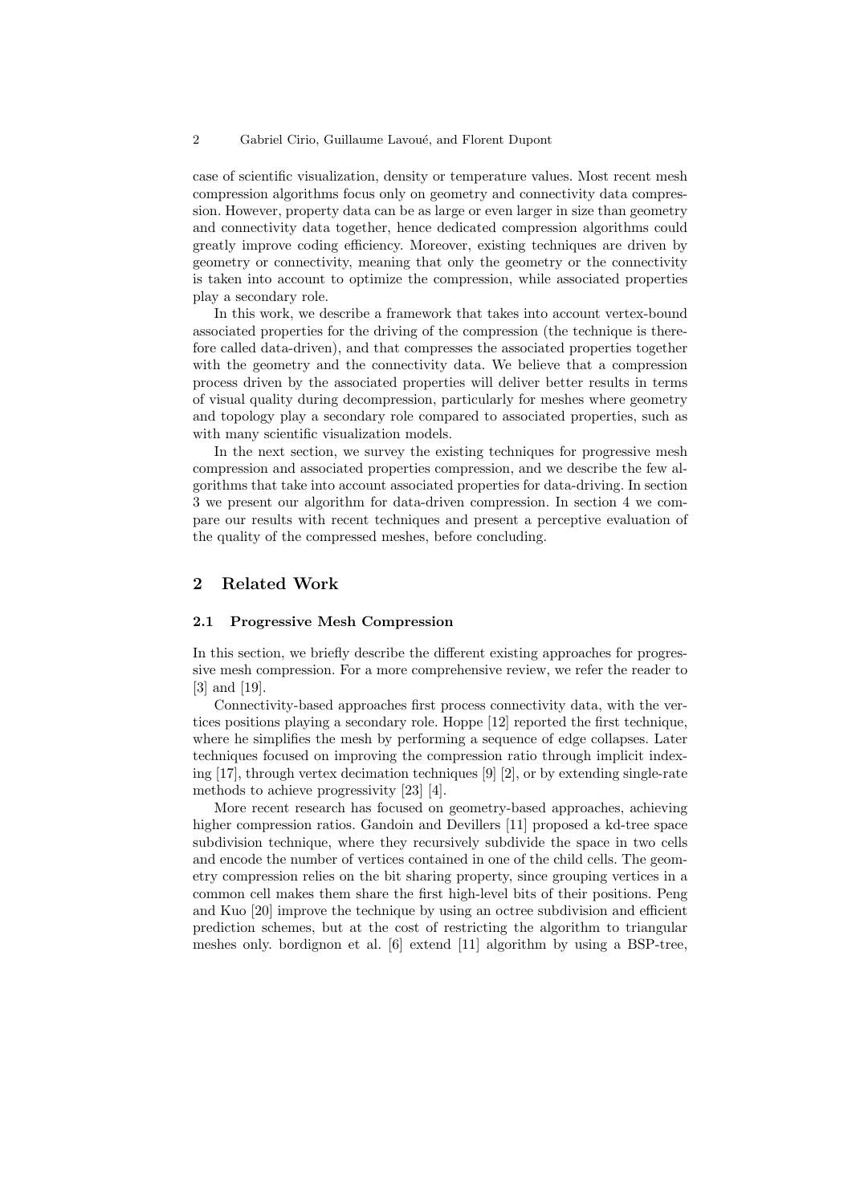case of scientific visualization, density or temperature values. Most recent mesh compression algorithms focus only on geometry and connectivity data compression. However, property data can be as large or even larger in size than geometry and connectivity data together, hence dedicated compression algorithms could greatly improve coding efficiency. Moreover, existing techniques are driven by geometry or connectivity, meaning that only the geometry or the connectivity is taken into account to optimize the compression, while associated properties play a secondary role.

In this work, we describe a framework that takes into account vertex-bound associated properties for the driving of the compression (the technique is therefore called data-driven), and that compresses the associated properties together with the geometry and the connectivity data. We believe that a compression process driven by the associated properties will deliver better results in terms of visual quality during decompression, particularly for meshes where geometry and topology play a secondary role compared to associated properties, such as with many scientific visualization models.

In the next section, we survey the existing techniques for progressive mesh compression and associated properties compression, and we describe the few algorithms that take into account associated properties for data-driving. In section 3 we present our algorithm for data-driven compression. In section 4 we compare our results with recent techniques and present a perceptive evaluation of the quality of the compressed meshes, before concluding.

## 2 Related Work

### 2.1 Progressive Mesh Compression

In this section, we briefly describe the different existing approaches for progressive mesh compression. For a more comprehensive review, we refer the reader to [3] and [19].

Connectivity-based approaches first process connectivity data, with the vertices positions playing a secondary role. Hoppe [12] reported the first technique, where he simplifies the mesh by performing a sequence of edge collapses. Later techniques focused on improving the compression ratio through implicit indexing [17], through vertex decimation techniques [9] [2], or by extending single-rate methods to achieve progressivity [23] [4].

More recent research has focused on geometry-based approaches, achieving higher compression ratios. Gandoin and Devillers [11] proposed a kd-tree space subdivision technique, where they recursively subdivide the space in two cells and encode the number of vertices contained in one of the child cells. The geometry compression relies on the bit sharing property, since grouping vertices in a common cell makes them share the first high-level bits of their positions. Peng and Kuo [20] improve the technique by using an octree subdivision and efficient prediction schemes, but at the cost of restricting the algorithm to triangular meshes only. bordignon et al. [6] extend [11] algorithm by using a BSP-tree,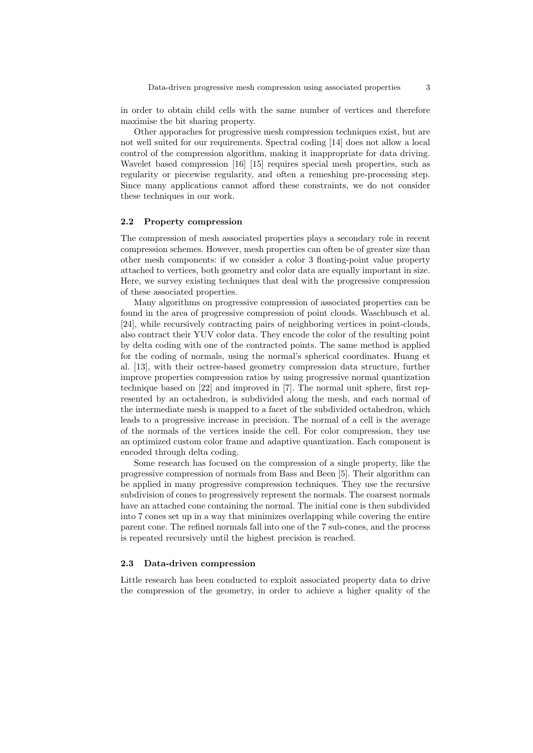in order to obtain child cells with the same number of vertices and therefore maximise the bit sharing property.

Other apporaches for progressive mesh compression techniques exist, but are not well suited for our requirements. Spectral coding [14] does not allow a local control of the compression algorithm, making it inappropriate for data driving. Wavelet based compression [16] [15] requires special mesh properties, such as regularity or piecewise regularity, and often a remeshing pre-processing step. Since many applications cannot afford these constraints, we do not consider these techniques in our work.

### 2.2 Property compression

The compression of mesh associated properties plays a secondary role in recent compression schemes. However, mesh properties can often be of greater size than other mesh components: if we consider a color 3 floating-point value property attached to vertices, both geometry and color data are equally important in size. Here, we survey existing techniques that deal with the progressive compression of these associated properties.

Many algorithms on progressive compression of associated properties can be found in the area of progressive compression of point clouds. Waschbusch et al. [24], while recursively contracting pairs of neighboring vertices in point-clouds, also contract their YUV color data. They encode the color of the resulting point by delta coding with one of the contracted points. The same method is applied for the coding of normals, using the normal's spherical coordinates. Huang et al. [13], with their octree-based geometry compression data structure, further improve properties compression ratios by using progressive normal quantization technique based on [22] and improved in [7]. The normal unit sphere, first represented by an octahedron, is subdivided along the mesh, and each normal of the intermediate mesh is mapped to a facet of the subdivided octahedron, which leads to a progressive increase in precision. The normal of a cell is the average of the normals of the vertices inside the cell. For color compression, they use an optimized custom color frame and adaptive quantization. Each component is encoded through delta coding.

Some research has focused on the compression of a single property, like the progressive compression of normals from Bass and Been [5]. Their algorithm can be applied in many progressive compression techniques. They use the recursive subdivision of cones to progressively represent the normals. The coarsest normals have an attached cone containing the normal. The initial cone is then subdivided into 7 cones set up in a way that minimizes overlapping while covering the entire parent cone. The refined normals fall into one of the 7 sub-cones, and the process is repeated recursively until the highest precision is reached.

### 2.3 Data-driven compression

Little research has been conducted to exploit associated property data to drive the compression of the geometry, in order to achieve a higher quality of the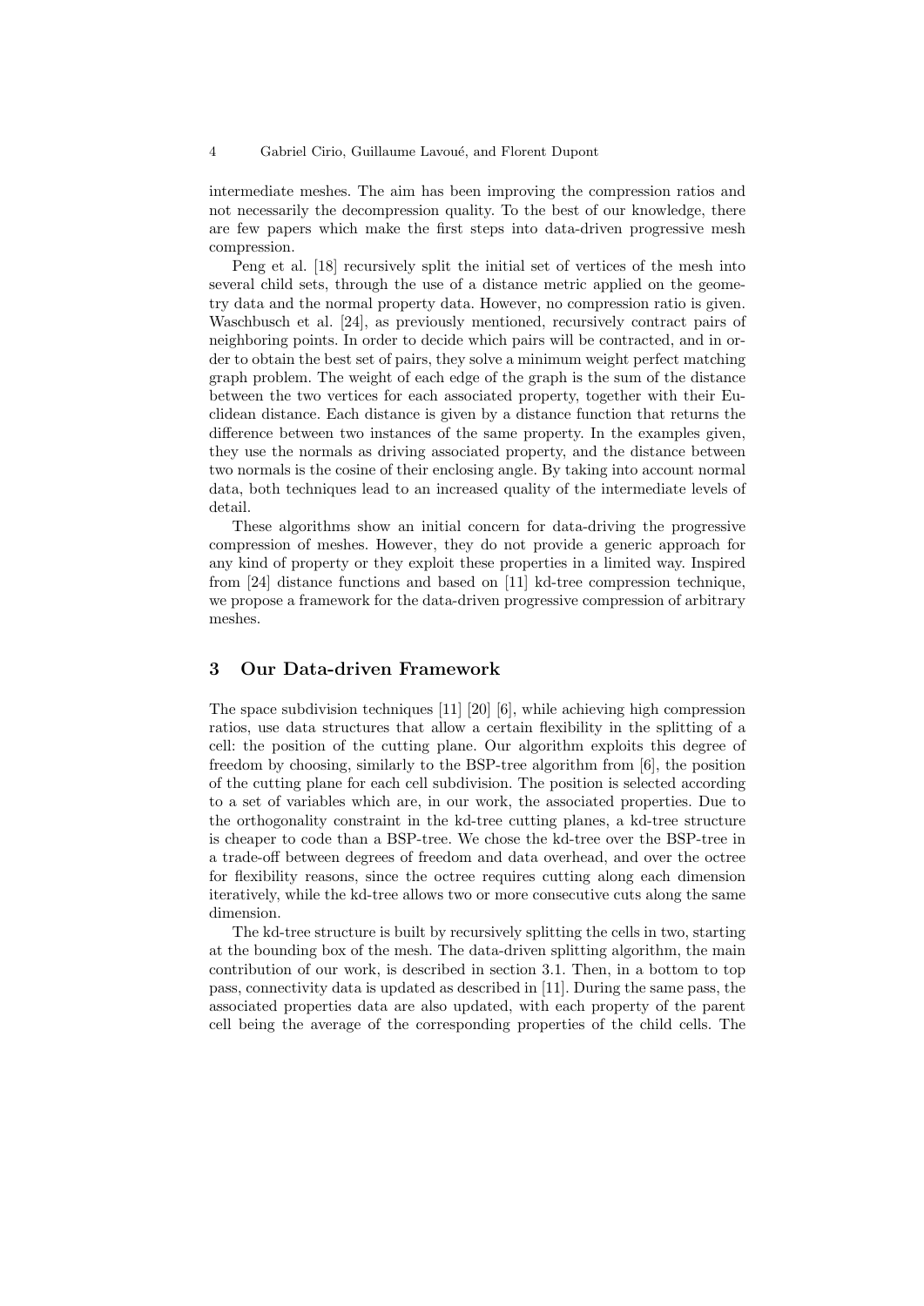intermediate meshes. The aim has been improving the compression ratios and not necessarily the decompression quality. To the best of our knowledge, there are few papers which make the first steps into data-driven progressive mesh compression.

Peng et al. [18] recursively split the initial set of vertices of the mesh into several child sets, through the use of a distance metric applied on the geometry data and the normal property data. However, no compression ratio is given. Waschbusch et al. [24], as previously mentioned, recursively contract pairs of neighboring points. In order to decide which pairs will be contracted, and in order to obtain the best set of pairs, they solve a minimum weight perfect matching graph problem. The weight of each edge of the graph is the sum of the distance between the two vertices for each associated property, together with their Euclidean distance. Each distance is given by a distance function that returns the difference between two instances of the same property. In the examples given, they use the normals as driving associated property, and the distance between two normals is the cosine of their enclosing angle. By taking into account normal data, both techniques lead to an increased quality of the intermediate levels of detail.

These algorithms show an initial concern for data-driving the progressive compression of meshes. However, they do not provide a generic approach for any kind of property or they exploit these properties in a limited way. Inspired from [24] distance functions and based on [11] kd-tree compression technique, we propose a framework for the data-driven progressive compression of arbitrary meshes.

## 3 Our Data-driven Framework

The space subdivision techniques [11] [20] [6], while achieving high compression ratios, use data structures that allow a certain flexibility in the splitting of a cell: the position of the cutting plane. Our algorithm exploits this degree of freedom by choosing, similarly to the BSP-tree algorithm from [6], the position of the cutting plane for each cell subdivision. The position is selected according to a set of variables which are, in our work, the associated properties. Due to the orthogonality constraint in the kd-tree cutting planes, a kd-tree structure is cheaper to code than a BSP-tree. We chose the kd-tree over the BSP-tree in a trade-off between degrees of freedom and data overhead, and over the octree for flexibility reasons, since the octree requires cutting along each dimension iteratively, while the kd-tree allows two or more consecutive cuts along the same dimension.

The kd-tree structure is built by recursively splitting the cells in two, starting at the bounding box of the mesh. The data-driven splitting algorithm, the main contribution of our work, is described in section 3.1. Then, in a bottom to top pass, connectivity data is updated as described in [11]. During the same pass, the associated properties data are also updated, with each property of the parent cell being the average of the corresponding properties of the child cells. The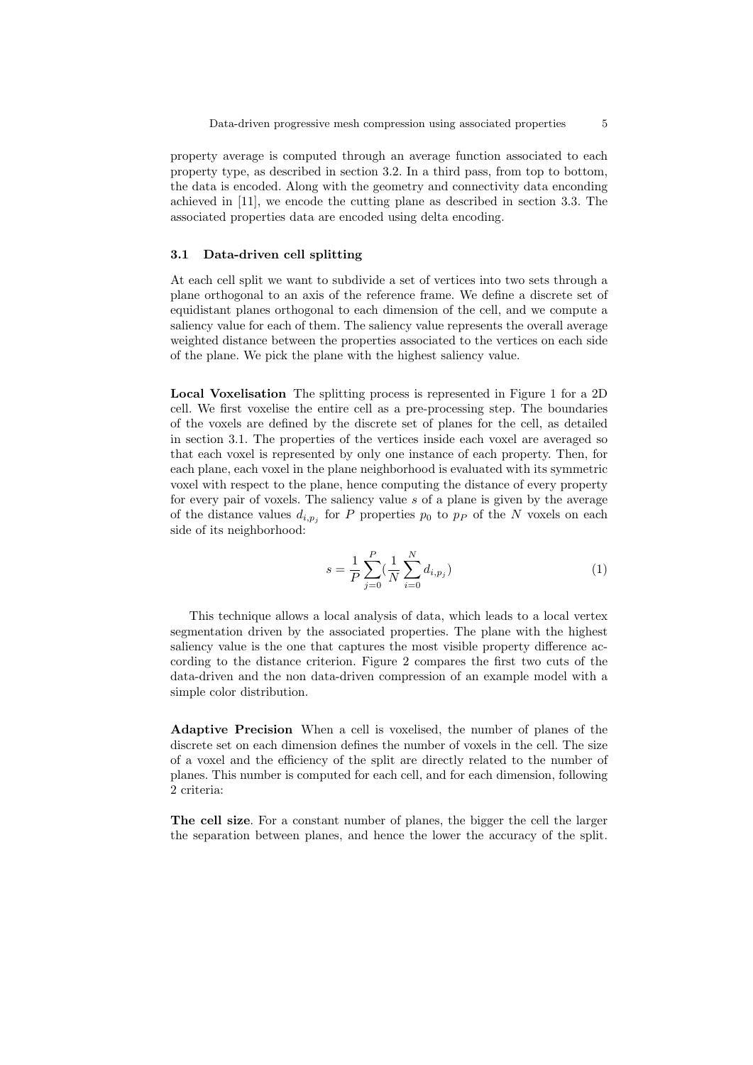property average is computed through an average function associated to each property type, as described in section 3.2. In a third pass, from top to bottom, the data is encoded. Along with the geometry and connectivity data enconding achieved in [11], we encode the cutting plane as described in section 3.3. The associated properties data are encoded using delta encoding.

### 3.1 Data-driven cell splitting

At each cell split we want to subdivide a set of vertices into two sets through a plane orthogonal to an axis of the reference frame. We define a discrete set of equidistant planes orthogonal to each dimension of the cell, and we compute a saliency value for each of them. The saliency value represents the overall average weighted distance between the properties associated to the vertices on each side of the plane. We pick the plane with the highest saliency value.

**Local Voxelisation** The splitting process is represented in Figure 1 for a 2D cell. We first voxelise the entire cell as a pre-processing step. The boundaries of the voxels are defined by the discrete set of planes for the cell, as detailed in section 3.1. The properties of the vertices inside each voxel are averaged so that each voxel is represented by only one instance of each property. Then, for each plane, each voxel in the plane neighborhood is evaluated with its symmetric voxel with respect to the plane, hence computing the distance of every property for every pair of voxels. The saliency value $s$ of a plane is given by the average of the distance values $d_{i,p_j}$ for $P$ properties $p_0$ to $p_P$ of the $N$ voxels on each side of its neighborhood:

$$s = \frac{1}{P}\sum_{j=0}^{P}\left(\frac{1}{N}\sum_{i=0}^{N} d_{i,p_j}\right) \tag{1}$$

This technique allows a local analysis of data, which leads to a local vertex segmentation driven by the associated properties. The plane with the highest saliency value is the one that captures the most visible property difference according to the distance criterion. Figure 2 compares the first two cuts of the data-driven and the non data-driven compression of an example model with a simple color distribution.

**Adaptive Precision** When a cell is voxelised, the number of planes of the discrete set on each dimension defines the number of voxels in the cell. The size of a voxel and the efficiency of the split are directly related to the number of planes. This number is computed for each cell, and for each dimension, following 2 criteria:

**The cell size**. For a constant number of planes, the bigger the cell the larger the separation between planes, and hence the lower the accuracy of the split.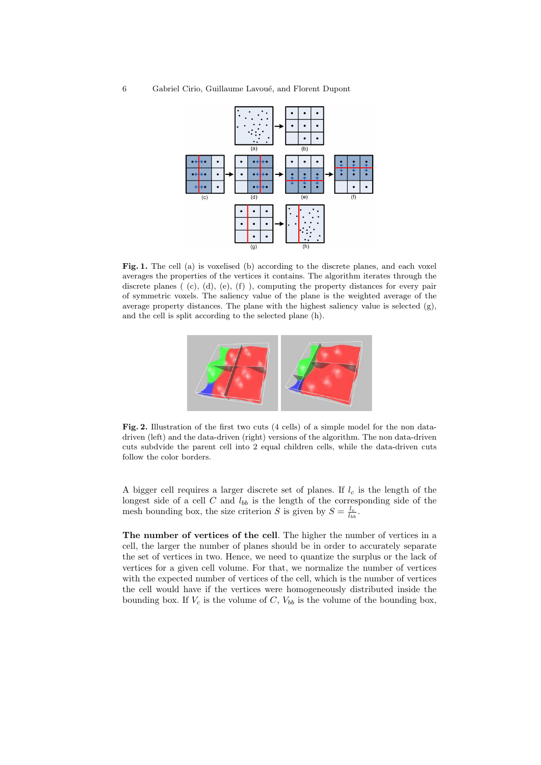**Fig. 1.** The cell (a) is voxelised (b) according to the discrete planes, and each voxel averages the properties of the vertices it contains. The algorithm iterates through the discrete planes ( (c), (d), (e), (f) ), computing the property distances for every pair of symmetric voxels. The saliency value of the plane is the weighted average of the average property distances. The plane with the highest saliency value is selected (g), and the cell is split according to the selected plane (h).

**Fig. 2.** Illustration of the first two cuts (4 cells) of a simple model for the non data-driven (left) and the data-driven (right) versions of the algorithm. The non data-driven cuts subdivide the parent cell into 2 equal children cells, while the data-driven cuts follow the color borders.

A bigger cell requires a larger discrete set of planes. If $l_c$ is the length of the longest side of a cell $C$ and $l_{bb}$ is the length of the corresponding side of the mesh bounding box, the size criterion $S$ is given by $S = \frac{l_c}{l_{bb}}$.

**The number of vertices of the cell**. The higher the number of vertices in a cell, the larger the number of planes should be in order to accurately separate the set of vertices in two. Hence, we need to quantize the surplus or the lack of vertices for a given cell volume. For that, we normalize the number of vertices with the expected number of vertices of the cell, which is the number of vertices the cell would have if the vertices were homogeneously distributed inside the bounding box. If $V_c$ is the volume of $C$, $V_{bb}$ is the volume of the bounding box,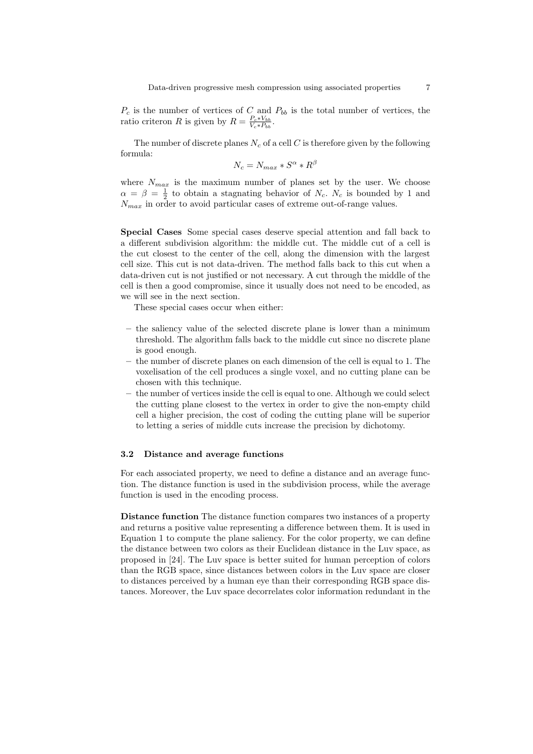$P_c$ is the number of vertices of $C$ and $P_{bb}$ is the total number of vertices, the ratio criteron $R$ is given by $R = \frac{P_c * V_{bb}}{V_c * P_{bb}}$.

The number of discrete planes $N_c$ of a cell $C$ is therefore given by the following formula:

$$N_c = N_{max} * S^{\alpha} * R^{\beta}$$

where $N_{max}$ is the maximum number of planes set by the user. We choose $\alpha = \beta = \frac{1}{2}$ to obtain a stagnating behavior of $N_c$. $N_c$ is bounded by 1 and $N_{max}$ in order to avoid particular cases of extreme out-of-range values.

**Special Cases** Some special cases deserve special attention and fall back to a different subdivision algorithm: the middle cut. The middle cut of a cell is the cut closest to the center of the cell, along the dimension with the largest cell size. This cut is not data-driven. The method falls back to this cut when a data-driven cut is not justified or not necessary. A cut through the middle of the cell is then a good compromise, since it usually does not need to be encoded, as we will see in the next section.

These special cases occur when either:

- the saliency value of the selected discrete plane is lower than a minimum threshold. The algorithm falls back to the middle cut since no discrete plane is good enough.
- the number of discrete planes on each dimension of the cell is equal to 1. The voxelisation of the cell produces a single voxel, and no cutting plane can be chosen with this technique.
- the number of vertices inside the cell is equal to one. Although we could select the cutting plane closest to the vertex in order to give the non-empty child cell a higher precision, the cost of coding the cutting plane will be superior to letting a series of middle cuts increase the precision by dichotomy.

### 3.2 Distance and average functions

For each associated property, we need to define a distance and an average function. The distance function is used in the subdivision process, while the average function is used in the encoding process.

**Distance function** The distance function compares two instances of a property and returns a positive value representing a difference between them. It is used in Equation 1 to compute the plane saliency. For the color property, we can define the distance between two colors as their Euclidean distance in the Luv space, as proposed in [24]. The Luv space is better suited for human perception of colors than the RGB space, since distances between colors in the Luv space are closer to distances perceived by a human eye than their corresponding RGB space distances. Moreover, the Luv space decorrelates color information redundant in the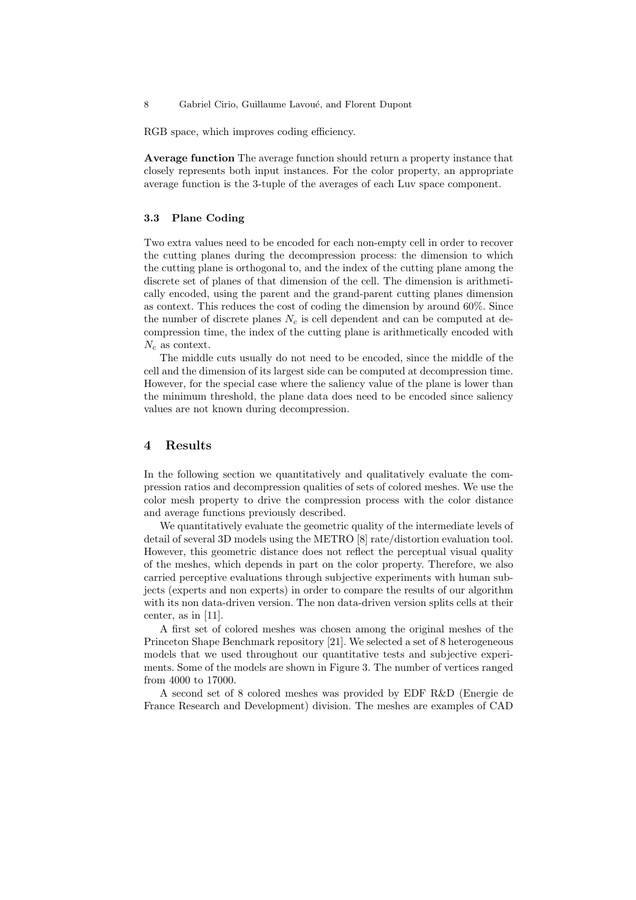RGB space, which improves coding efficiency.

**Average function** The average function should return a property instance that closely represents both input instances. For the color property, an appropriate average function is the 3-tuple of the averages of each Luv space component.

### 3.3 Plane Coding

Two extra values need to be encoded for each non-empty cell in order to recover the cutting planes during the decompression process: the dimension to which the cutting plane is orthogonal to, and the index of the cutting plane among the discrete set of planes of that dimension of the cell. The dimension is arithmetically encoded, using the parent and the grand-parent cutting planes dimension as context. This reduces the cost of coding the dimension by around 60%. Since the number of discrete planes $N_c$ is cell dependent and can be computed at decompression time, the index of the cutting plane is arithmetically encoded with $N_c$ as context.

The middle cuts usually do not need to be encoded, since the middle of the cell and the dimension of its largest side can be computed at decompression time. However, for the special case where the saliency value of the plane is lower than the minimum threshold, the plane data does need to be encoded since saliency values are not known during decompression.

## 4 Results

In the following section we quantitatively and qualitatively evaluate the compression ratios and decompression qualities of sets of colored meshes. We use the color mesh property to drive the compression process with the color distance and average functions previously described.

We quantitatively evaluate the geometric quality of the intermediate levels of detail of several 3D models using the METRO [8] rate/distortion evaluation tool. However, this geometric distance does not reflect the perceptual visual quality of the meshes, which depends in part on the color property. Therefore, we also carried perceptive evaluations through subjective experiments with human subjects (experts and non experts) in order to compare the results of our algorithm with its non data-driven version. The non data-driven version splits cells at their center, as in [11].

A first set of colored meshes was chosen among the original meshes of the Princeton Shape Benchmark repository [21]. We selected a set of 8 heterogeneous models that we used throughout our quantitative tests and subjective experiments. Some of the models are shown in Figure 3. The number of vertices ranged from 4000 to 17000.

A second set of 8 colored meshes was provided by EDF R&D (Energie de France Research and Development) division. The meshes are examples of CAD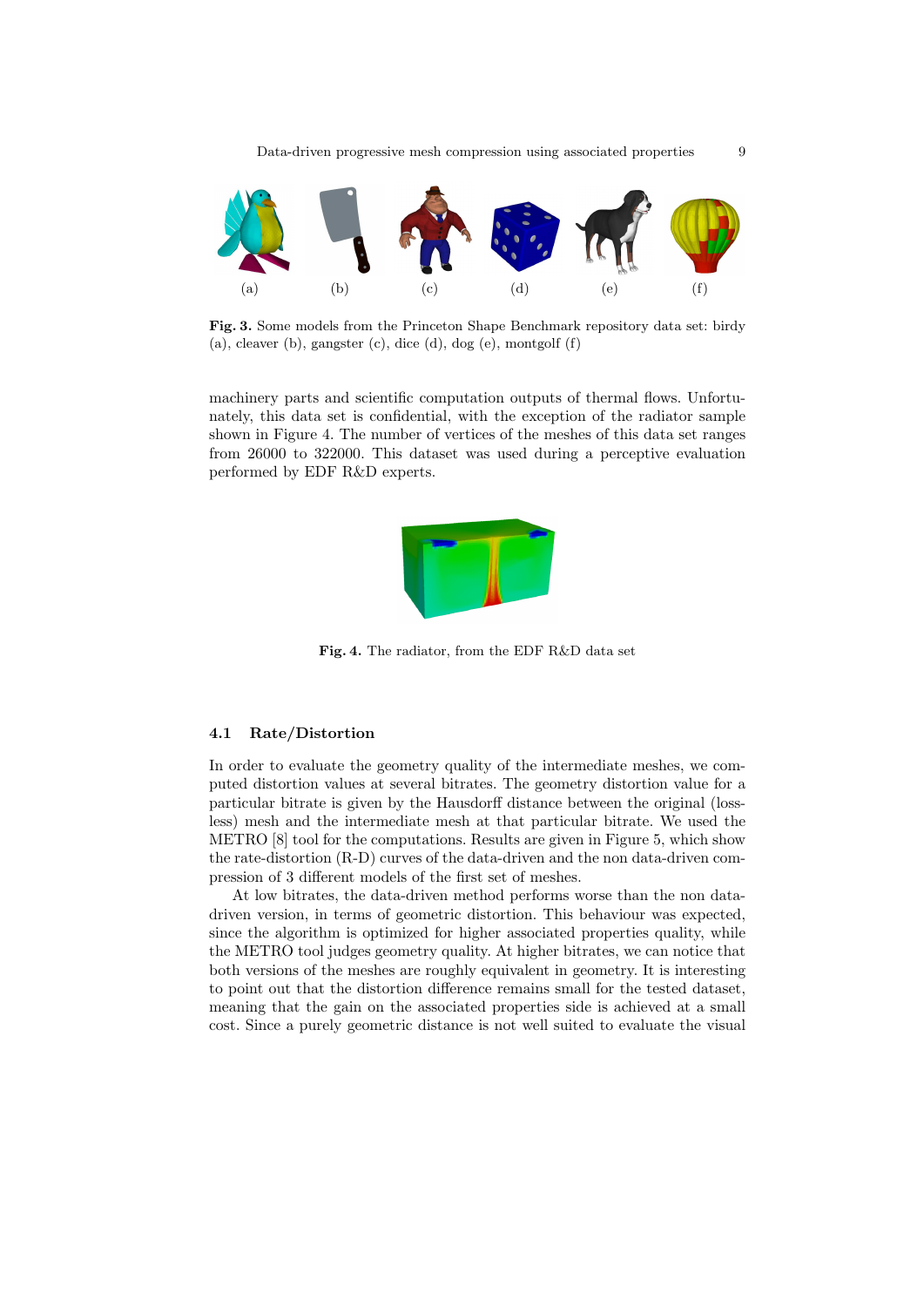(a) (b) (c) (d) (e) (f)

**Fig. 3.** Some models from the Princeton Shape Benchmark repository data set: birdy (a), cleaver (b), gangster (c), dice (d), dog (e), montgolf (f)

machinery parts and scientific computation outputs of thermal flows. Unfortunately, this data set is confidential, with the exception of the radiator sample shown in Figure 4. The number of vertices of the meshes of this data set ranges from 26000 to 322000. This dataset was used during a perceptive evaluation performed by EDF R&D experts.

**Fig. 4.** The radiator, from the EDF R&D data set

### 4.1 Rate/Distortion

In order to evaluate the geometry quality of the intermediate meshes, we computed distortion values at several bitrates. The geometry distortion value for a particular bitrate is given by the Hausdorff distance between the original (lossless) mesh and the intermediate mesh at that particular bitrate. We used the METRO [8] tool for the computations. Results are given in Figure 5, which show the rate-distortion (R-D) curves of the data-driven and the non data-driven compression of 3 different models of the first set of meshes.

At low bitrates, the data-driven method performs worse than the non data-driven version, in terms of geometric distortion. This behaviour was expected, since the algorithm is optimized for higher associated properties quality, while the METRO tool judges geometry quality. At higher bitrates, we can notice that both versions of the meshes are roughly equivalent in geometry. It is interesting to point out that the distortion difference remains small for the tested dataset, meaning that the gain on the associated properties side is achieved at a small cost. Since a purely geometric distance is not well suited to evaluate the visual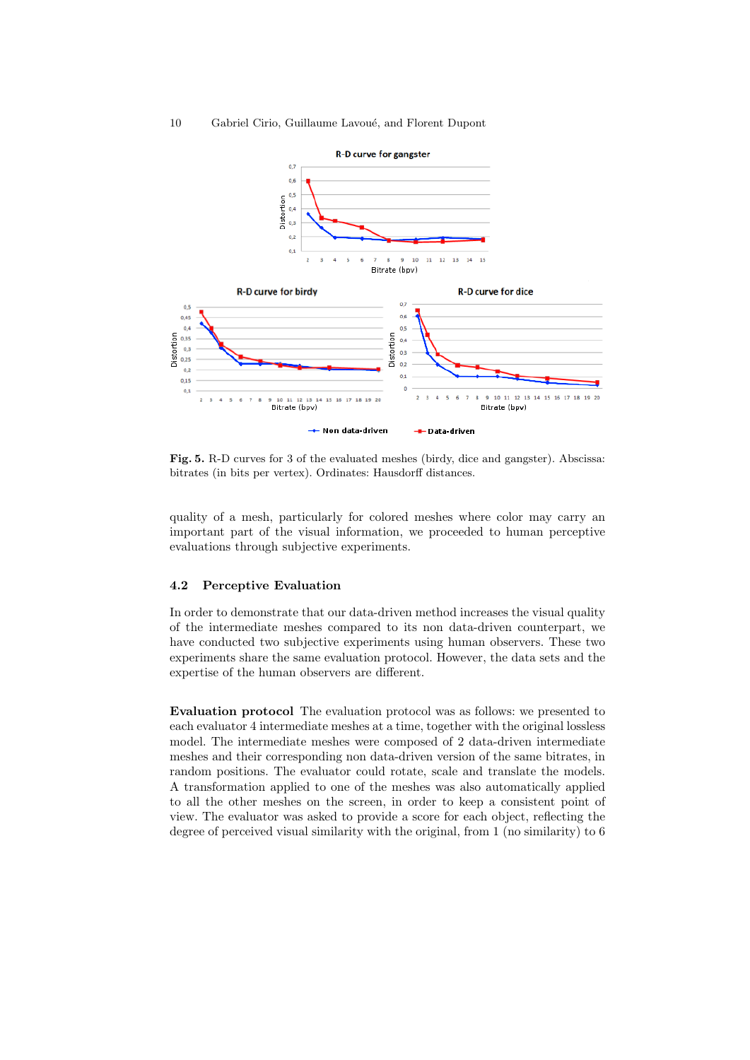**Fig. 5.** R-D curves for 3 of the evaluated meshes (birdy, dice and gangster). Abscissa: bitrates (in bits per vertex). Ordinates: Hausdorff distances.

quality of a mesh, particularly for colored meshes where color may carry an important part of the visual information, we proceeded to human perceptive evaluations through subjective experiments.

### 4.2 Perceptive Evaluation

In order to demonstrate that our data-driven method increases the visual quality of the intermediate meshes compared to its non data-driven counterpart, we have conducted two subjective experiments using human observers. These two experiments share the same evaluation protocol. However, the data sets and the expertise of the human observers are different.

**Evaluation protocol** The evaluation protocol was as follows: we presented to each evaluator 4 intermediate meshes at a time, together with the original lossless model. The intermediate meshes were composed of 2 data-driven intermediate meshes and their corresponding non data-driven version of the same bitrates, in random positions. The evaluator could rotate, scale and translate the models. A transformation applied to one of the meshes was also automatically applied to all the other meshes on the screen, in order to keep a consistent point of view. The evaluator was asked to provide a score for each object, reflecting the degree of perceived visual similarity with the original, from 1 (no similarity) to 6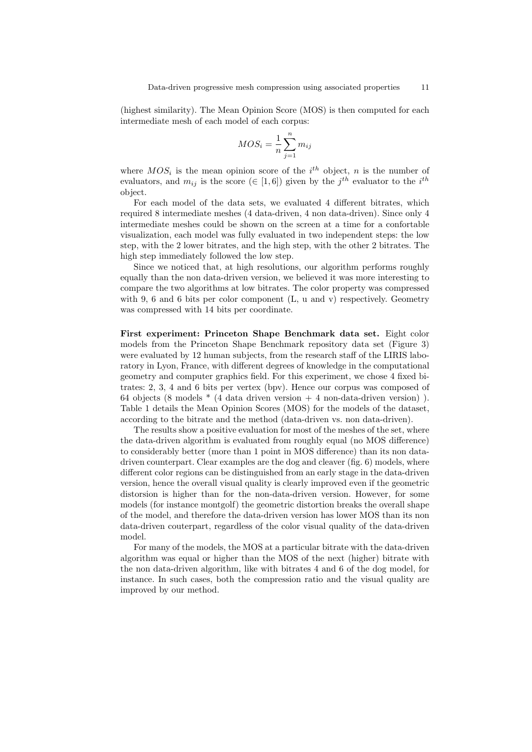(highest similarity). The Mean Opinion Score (MOS) is then computed for each intermediate mesh of each model of each corpus:

$$MOS_i = \frac{1}{n}\sum_{j=1}^{n} m_{ij}$$

where $MOS_i$ is the mean opinion score of the $i^{th}$ object, $n$ is the number of evaluators, and $m_{ij}$ is the score ($\in [1,6]$) given by the $j^{th}$ evaluator to the $i^{th}$ object.

For each model of the data sets, we evaluated 4 different bitrates, which required 8 intermediate meshes (4 data-driven, 4 non data-driven). Since only 4 intermediate meshes could be shown on the screen at a time for a confortable visualization, each model was fully evaluated in two independent steps: the low step, with the 2 lower bitrates, and the high step, with the other 2 bitrates. The high step immediately followed the low step.

Since we noticed that, at high resolutions, our algorithm performs roughly equally than the non data-driven version, we believed it was more interesting to compare the two algorithms at low bitrates. The color property was compressed with 9, 6 and 6 bits per color component (L, u and v) respectively. Geometry was compressed with 14 bits per coordinate.

**First experiment: Princeton Shape Benchmark data set.** Eight color models from the Princeton Shape Benchmark repository data set (Figure 3) were evaluated by 12 human subjects, from the research staff of the LIRIS laboratory in Lyon, France, with different degrees of knowledge in the computational geometry and computer graphics field. For this experiment, we chose 4 fixed bitrates: 2, 3, 4 and 6 bits per vertex (bpv). Hence our corpus was composed of 64 objects (8 models * (4 data driven version + 4 non-data-driven version) ). Table 1 details the Mean Opinion Scores (MOS) for the models of the dataset, according to the bitrate and the method (data-driven vs. non data-driven).

The results show a positive evaluation for most of the meshes of the set, where the data-driven algorithm is evaluated from roughly equal (no MOS difference) to considerably better (more than 1 point in MOS difference) than its non data-driven counterpart. Clear examples are the dog and cleaver (fig. 6) models, where different color regions can be distinguished from an early stage in the data-driven version, hence the overall visual quality is clearly improved even if the geometric distorsion is higher than for the non-data-driven version. However, for some models (for instance montgolf) the geometric distortion breaks the overall shape of the model, and therefore the data-driven version has lower MOS than its non data-driven couterpart, regardless of the color visual quality of the data-driven model.

For many of the models, the MOS at a particular bitrate with the data-driven algorithm was equal or higher than the MOS of the next (higher) bitrate with the non data-driven algorithm, like with bitrates 4 and 6 of the dog model, for instance. In such cases, both the compression ratio and the visual quality are improved by our method.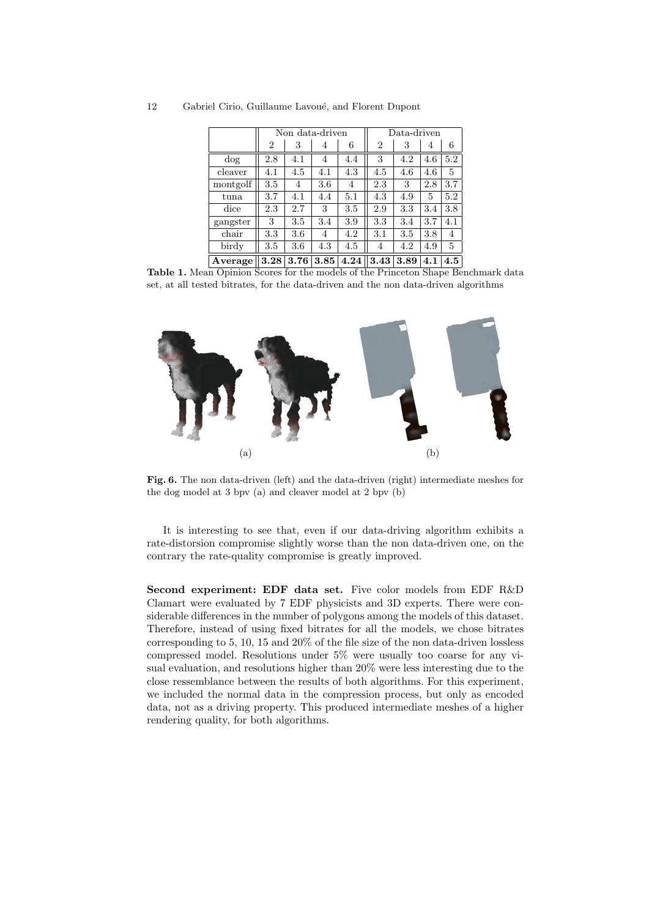| | Non data-driven | | | | Data-driven | | | |
|---|---|---|---|---|---|---|---|---|
| | 2 | 3 | 4 | 6 | 2 | 3 | 4 | 6 |
| dog | 2.8 | 4.1 | 4 | 4.4 | 3 | 4.2 | 4.6 | 5.2 |
| cleaver | 4.1 | 4.5 | 4.1 | 4.3 | 4.5 | 4.6 | 4.6 | 5 |
| montgolf | 3.5 | 4 | 3.6 | 4 | 2.3 | 3 | 2.8 | 3.7 |
| tuna | 3.7 | 4.1 | 4.4 | 5.1 | 4.3 | 4.9 | 5 | 5.2 |
| dice | 2.3 | 2.7 | 3 | 3.5 | 2.9 | 3.3 | 3.4 | 3.8 |
| gangster | 3 | 3.5 | 3.4 | 3.9 | 3.3 | 3.4 | 3.7 | 4.1 |
| chair | 3.3 | 3.6 | 4 | 4.2 | 3.1 | 3.5 | 3.8 | 4 |
| birdy | 3.5 | 3.6 | 4.3 | 4.5 | 4 | 4.2 | 4.9 | 5 |
| **Average** | **3.28** | **3.76** | **3.85** | **4.24** | **3.43** | **3.89** | **4.1** | **4.5** |

**Table 1.** Mean Opinion Scores for the models of the Princeton Shape Benchmark data set, at all tested bitrates, for the data-driven and the non data-driven algorithms

**Fig. 6.** The non data-driven (left) and the data-driven (right) intermediate meshes for the dog model at 3 bpv (a) and cleaver model at 2 bpv (b)

It is interesting to see that, even if our data-driving algorithm exhibits a rate-distorsion compromise slightly worse than the non data-driven one, on the contrary the rate-quality compromise is greatly improved.

**Second experiment: EDF data set.** Five color models from EDF R&D Clamart were evaluated by 7 EDF physicists and 3D experts. There were considerable differences in the number of polygons among the models of this dataset. Therefore, instead of using fixed bitrates for all the models, we chose bitrates corresponding to 5, 10, 15 and 20% of the file size of the non data-driven lossless compressed model. Resolutions under 5% were usually too coarse for any visual evaluation, and resolutions higher than 20% were less interesting due to the close ressemblance between the results of both algorithms. For this experiment, we included the normal data in the compression process, but only as encoded data, not as a driving property. This produced intermediate meshes of a higher rendering quality, for both algorithms.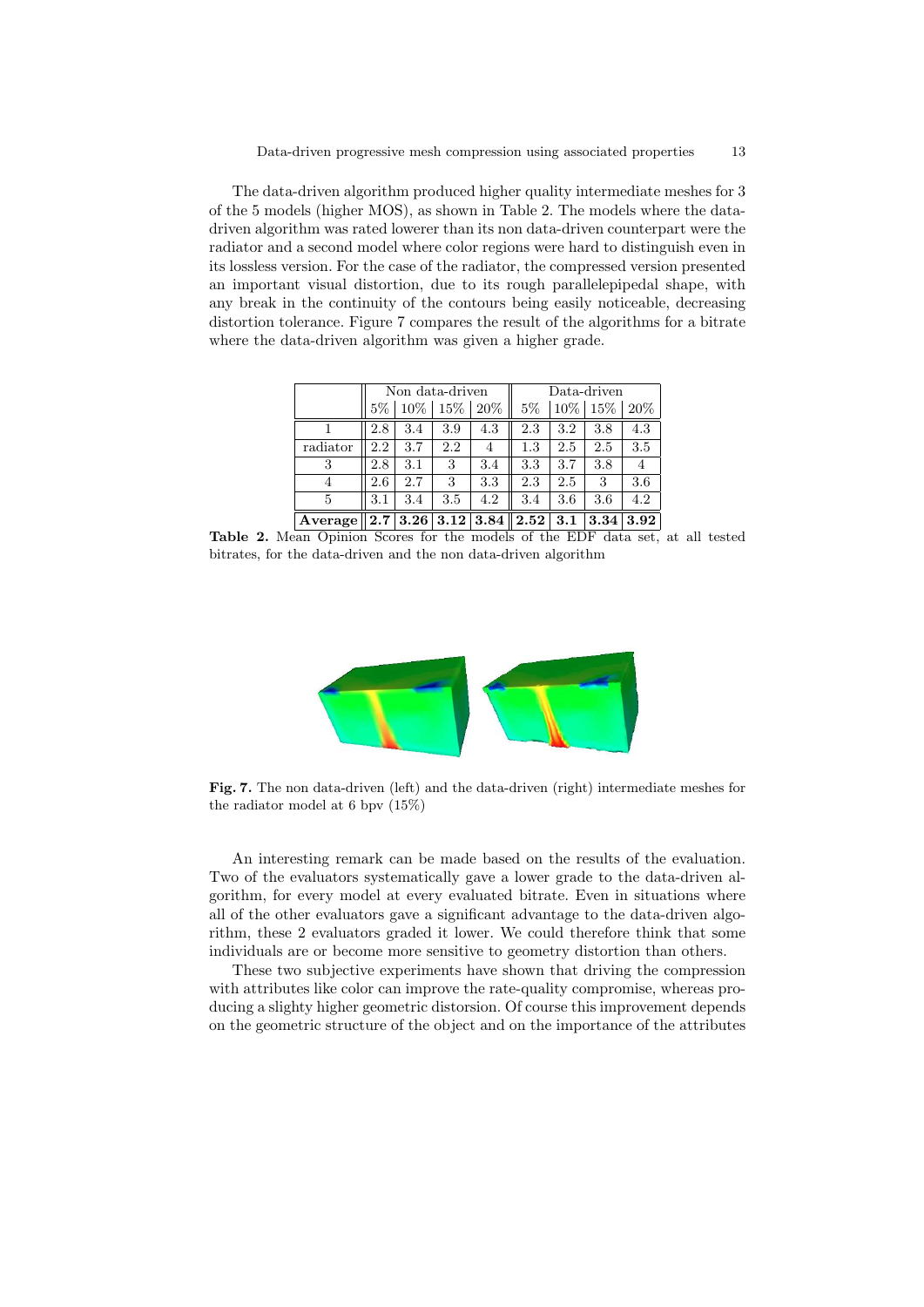The data-driven algorithm produced higher quality intermediate meshes for 3 of the 5 models (higher MOS), as shown in Table 2. The models where the data-driven algorithm was rated lowerer than its non data-driven counterpart were the radiator and a second model where color regions were hard to distinguish even in its lossless version. For the case of the radiator, the compressed version presented an important visual distortion, due to its rough parallelepipedal shape, with any break in the continuity of the contours being easily noticeable, decreasing distortion tolerance. Figure 7 compares the result of the algorithms for a bitrate where the data-driven algorithm was given a higher grade.

| | Non data-driven | | | | Data-driven | | | |
|---|---|---|---|---|---|---|---|---|
| | 5% | 10% | 15% | 20% | 5% | 10% | 15% | 20% |
| 1 | 2.8 | 3.4 | 3.9 | 4.3 | 2.3 | 3.2 | 3.8 | 4.3 |
| radiator | 2.2 | 3.7 | 2.2 | 4 | 1.3 | 2.5 | 2.5 | 3.5 |
| 3 | 2.8 | 3.1 | 3 | 3.4 | 3.3 | 3.7 | 3.8 | 4 |
| 4 | 2.6 | 2.7 | 3 | 3.3 | 2.3 | 2.5 | 3 | 3.6 |
| 5 | 3.1 | 3.4 | 3.5 | 4.2 | 3.4 | 3.6 | 3.6 | 4.2 |
| **Average** | **2.7** | **3.26** | **3.12** | **3.84** | **2.52** | **3.1** | **3.34** | **3.92** |

**Table 2.** Mean Opinion Scores for the models of the EDF data set, at all tested bitrates, for the data-driven and the non data-driven algorithm

**Fig. 7.** The non data-driven (left) and the data-driven (right) intermediate meshes for the radiator model at 6 bpv (15%)

An interesting remark can be made based on the results of the evaluation. Two of the evaluators systematically gave a lower grade to the data-driven algorithm, for every model at every evaluated bitrate. Even in situations where all of the other evaluators gave a significant advantage to the data-driven algorithm, these 2 evaluators graded it lower. We could therefore think that some individuals are or become more sensitive to geometry distortion than others.

These two subjective experiments have shown that driving the compression with attributes like color can improve the rate-quality compromise, whereas producing a slighty higher geometric distorsion. Of course this improvement depends on the geometric structure of the object and on the importance of the attributes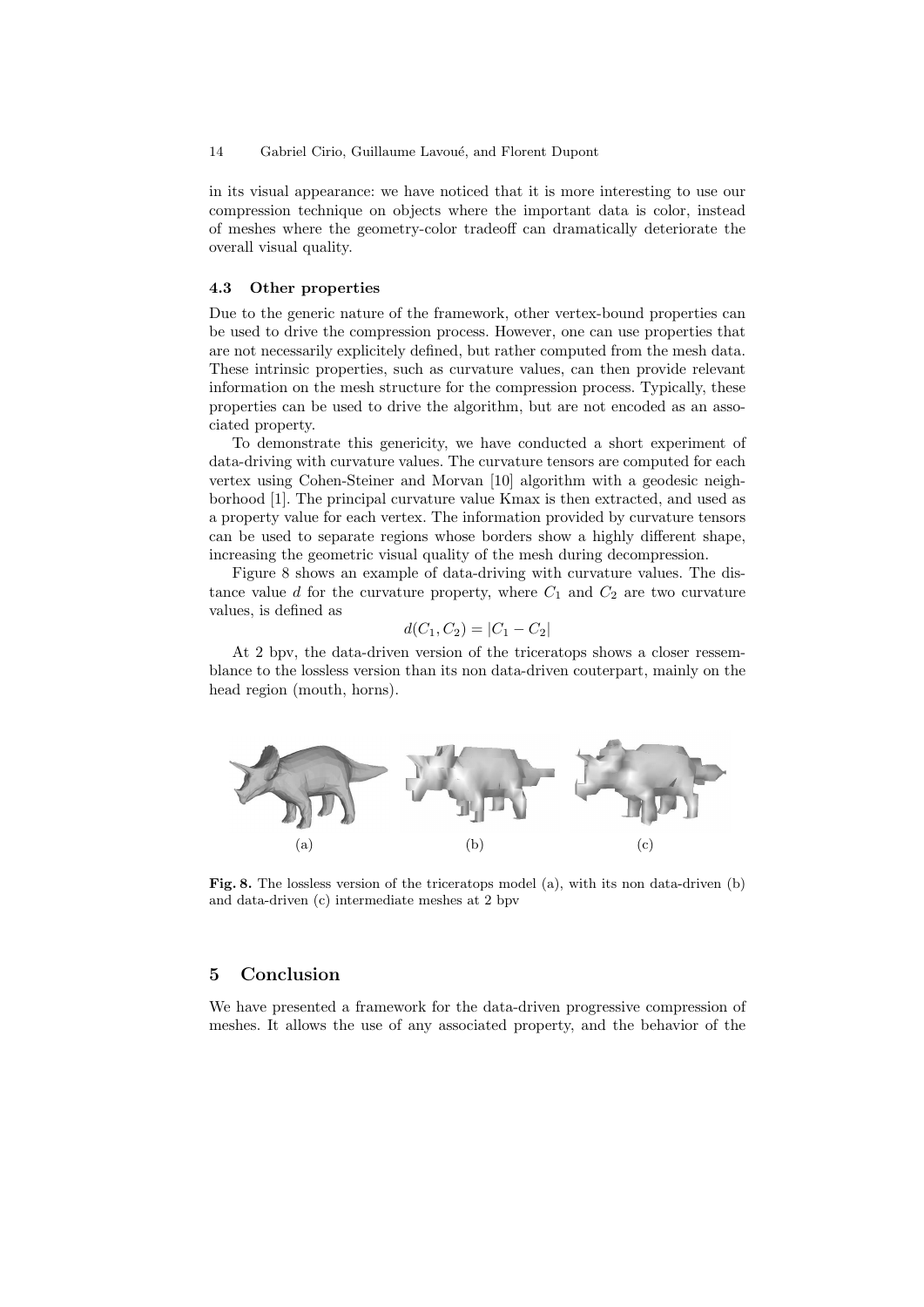in its visual appearance: we have noticed that it is more interesting to use our compression technique on objects where the important data is color, instead of meshes where the geometry-color tradeoff can dramatically deteriorate the overall visual quality.

### 4.3 Other properties

Due to the generic nature of the framework, other vertex-bound properties can be used to drive the compression process. However, one can use properties that are not necessarily explicitely defined, but rather computed from the mesh data. These intrinsic properties, such as curvature values, can then provide relevant information on the mesh structure for the compression process. Typically, these properties can be used to drive the algorithm, but are not encoded as an associated property.

To demonstrate this genericity, we have conducted a short experiment of data-driving with curvature values. The curvature tensors are computed for each vertex using Cohen-Steiner and Morvan [10] algorithm with a geodesic neighborhood [1]. The principal curvature value Kmax is then extracted, and used as a property value for each vertex. The information provided by curvature tensors can be used to separate regions whose borders show a highly different shape, increasing the geometric visual quality of the mesh during decompression.

Figure 8 shows an example of data-driving with curvature values. The distance value $d$ for the curvature property, where $C_1$ and $C_2$ are two curvature values, is defined as

$$d(C_1, C_2) = |C_1 - C_2|$$

At 2 bpv, the data-driven version of the triceratops shows a closer ressemblance to the lossless version than its non data-driven couterpart, mainly on the head region (mouth, horns).

(a) (b) (c)

**Fig. 8.** The lossless version of the triceratops model (a), with its non data-driven (b) and data-driven (c) intermediate meshes at 2 bpv

## 5 Conclusion

We have presented a framework for the data-driven progressive compression of meshes. It allows the use of any associated property, and the behavior of the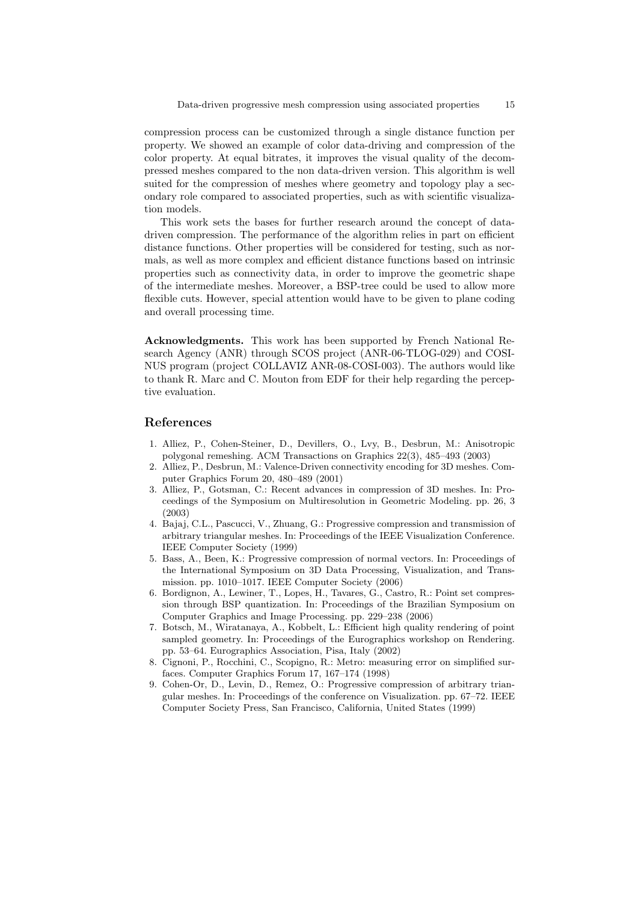compression process can be customized through a single distance function per property. We showed an example of color data-driving and compression of the color property. At equal bitrates, it improves the visual quality of the decompressed meshes compared to the non data-driven version. This algorithm is well suited for the compression of meshes where geometry and topology play a secondary role compared to associated properties, such as with scientific visualization models.

This work sets the bases for further research around the concept of data-driven compression. The performance of the algorithm relies in part on efficient distance functions. Other properties will be considered for testing, such as normals, as well as more complex and efficient distance functions based on intrinsic properties such as connectivity data, in order to improve the geometric shape of the intermediate meshes. Moreover, a BSP-tree could be used to allow more flexible cuts. However, special attention would have to be given to plane coding and overall processing time.

**Acknowledgments.** This work has been supported by French National Research Agency (ANR) through SCOS project (ANR-06-TLOG-029) and COSINUS program (project COLLAVIZ ANR-08-COSI-003). The authors would like to thank R. Marc and C. Mouton from EDF for their help regarding the perceptive evaluation.

## References

1. Alliez, P., Cohen-Steiner, D., Devillers, O., Lvy, B., Desbrun, M.: Anisotropic polygonal remeshing. ACM Transactions on Graphics 22(3), 485–493 (2003)
2. Alliez, P., Desbrun, M.: Valence-Driven connectivity encoding for 3D meshes. Computer Graphics Forum 20, 480–489 (2001)
3. Alliez, P., Gotsman, C.: Recent advances in compression of 3D meshes. In: Proceedings of the Symposium on Multiresolution in Geometric Modeling. pp. 26, 3 (2003)
4. Bajaj, C.L., Pascucci, V., Zhuang, G.: Progressive compression and transmission of arbitrary triangular meshes. In: Proceedings of the IEEE Visualization Conference. IEEE Computer Society (1999)
5. Bass, A., Been, K.: Progressive compression of normal vectors. In: Proceedings of the International Symposium on 3D Data Processing, Visualization, and Transmission. pp. 1010–1017. IEEE Computer Society (2006)
6. Bordignon, A., Lewiner, T., Lopes, H., Tavares, G., Castro, R.: Point set compression through BSP quantization. In: Proceedings of the Brazilian Symposium on Computer Graphics and Image Processing. pp. 229–238 (2006)
7. Botsch, M., Wiratanaya, A., Kobbelt, L.: Efficient high quality rendering of point sampled geometry. In: Proceedings of the Eurographics workshop on Rendering. pp. 53–64. Eurographics Association, Pisa, Italy (2002)
8. Cignoni, P., Rocchini, C., Scopigno, R.: Metro: measuring error on simplified surfaces. Computer Graphics Forum 17, 167–174 (1998)
9. Cohen-Or, D., Levin, D., Remez, O.: Progressive compression of arbitrary triangular meshes. In: Proceedings of the conference on Visualization. pp. 67–72. IEEE Computer Society Press, San Francisco, California, United States (1999)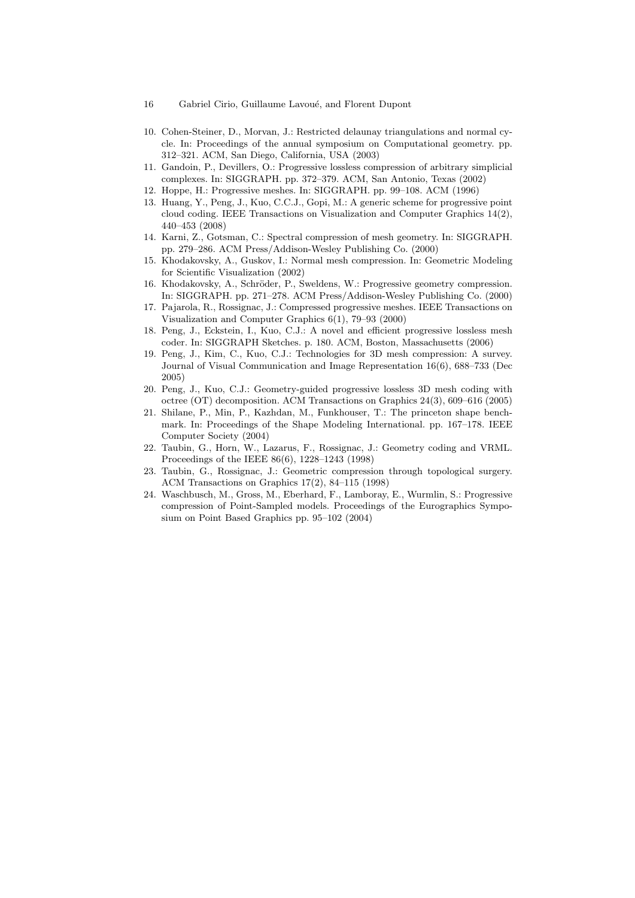10. Cohen-Steiner, D., Morvan, J.: Restricted delaunay triangulations and normal cycle. In: Proceedings of the annual symposium on Computational geometry. pp. 312–321. ACM, San Diego, California, USA (2003)
11. Gandoin, P., Devillers, O.: Progressive lossless compression of arbitrary simplicial complexes. In: SIGGRAPH. pp. 372–379. ACM, San Antonio, Texas (2002)
12. Hoppe, H.: Progressive meshes. In: SIGGRAPH. pp. 99–108. ACM (1996)
13. Huang, Y., Peng, J., Kuo, C.C.J., Gopi, M.: A generic scheme for progressive point cloud coding. IEEE Transactions on Visualization and Computer Graphics 14(2), 440–453 (2008)
14. Karni, Z., Gotsman, C.: Spectral compression of mesh geometry. In: SIGGRAPH. pp. 279–286. ACM Press/Addison-Wesley Publishing Co. (2000)
15. Khodakovsky, A., Guskov, I.: Normal mesh compression. In: Geometric Modeling for Scientific Visualization (2002)
16. Khodakovsky, A., Schröder, P., Sweldens, W.: Progressive geometry compression. In: SIGGRAPH. pp. 271–278. ACM Press/Addison-Wesley Publishing Co. (2000)
17. Pajarola, R., Rossignac, J.: Compressed progressive meshes. IEEE Transactions on Visualization and Computer Graphics 6(1), 79–93 (2000)
18. Peng, J., Eckstein, I., Kuo, C.J.: A novel and efficient progressive lossless mesh coder. In: SIGGRAPH Sketches. p. 180. ACM, Boston, Massachusetts (2006)
19. Peng, J., Kim, C., Kuo, C.J.: Technologies for 3D mesh compression: A survey. Journal of Visual Communication and Image Representation 16(6), 688–733 (Dec 2005)
20. Peng, J., Kuo, C.J.: Geometry-guided progressive lossless 3D mesh coding with octree (OT) decomposition. ACM Transactions on Graphics 24(3), 609–616 (2005)
21. Shilane, P., Min, P., Kazhdan, M., Funkhouser, T.: The princeton shape benchmark. In: Proceedings of the Shape Modeling International. pp. 167–178. IEEE Computer Society (2004)
22. Taubin, G., Horn, W., Lazarus, F., Rossignac, J.: Geometry coding and VRML. Proceedings of the IEEE 86(6), 1228–1243 (1998)
23. Taubin, G., Rossignac, J.: Geometric compression through topological surgery. ACM Transactions on Graphics 17(2), 84–115 (1998)
24. Waschbusch, M., Gross, M., Eberhard, F., Lamboray, E., Wurmlin, S.: Progressive compression of Point-Sampled models. Proceedings of the Eurographics Symposium on Point Based Graphics pp. 95–102 (2004)